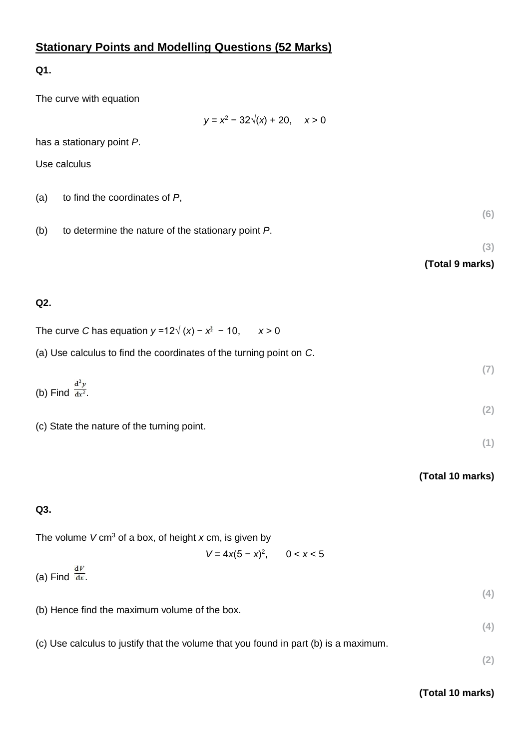## Stationary Points and Modelling Questions (52 Marks)

**Q1.**

The curve with equation

$$y = x^2 - 32\sqrt{(x)} + 20, \quad x > 0$$

has a stationary point $P$.

Use calculus

(a) to find the coordinates of $P$,

**(6)**

(b) to determine the nature of the stationary point $P$.

**(3)**

**(Total 9 marks)**

**Q2.**

The curve $C$ has equation $y = 12\sqrt{(x)} - x^{\frac{3}{2}} - 10, \quad x > 0$

(a) Use calculus to find the coordinates of the turning point on $C$.

**(7)**

(b) Find $\frac{d^2y}{dx^2}$.

**(2)**

(c) State the nature of the turning point.

**(1)**

**(Total 10 marks)**

**Q3.**

The volume $V$ cm$^3$ of a box, of height $x$ cm, is given by

$$V = 4x(5 - x)^2, \quad 0 < x < 5$$

(a) Find $\frac{dV}{dx}$.

**(4)**

(b) Hence find the maximum volume of the box.

**(4)**

(c) Use calculus to justify that the volume that you found in part (b) is a maximum.

**(2)**

**(Total 10 marks)**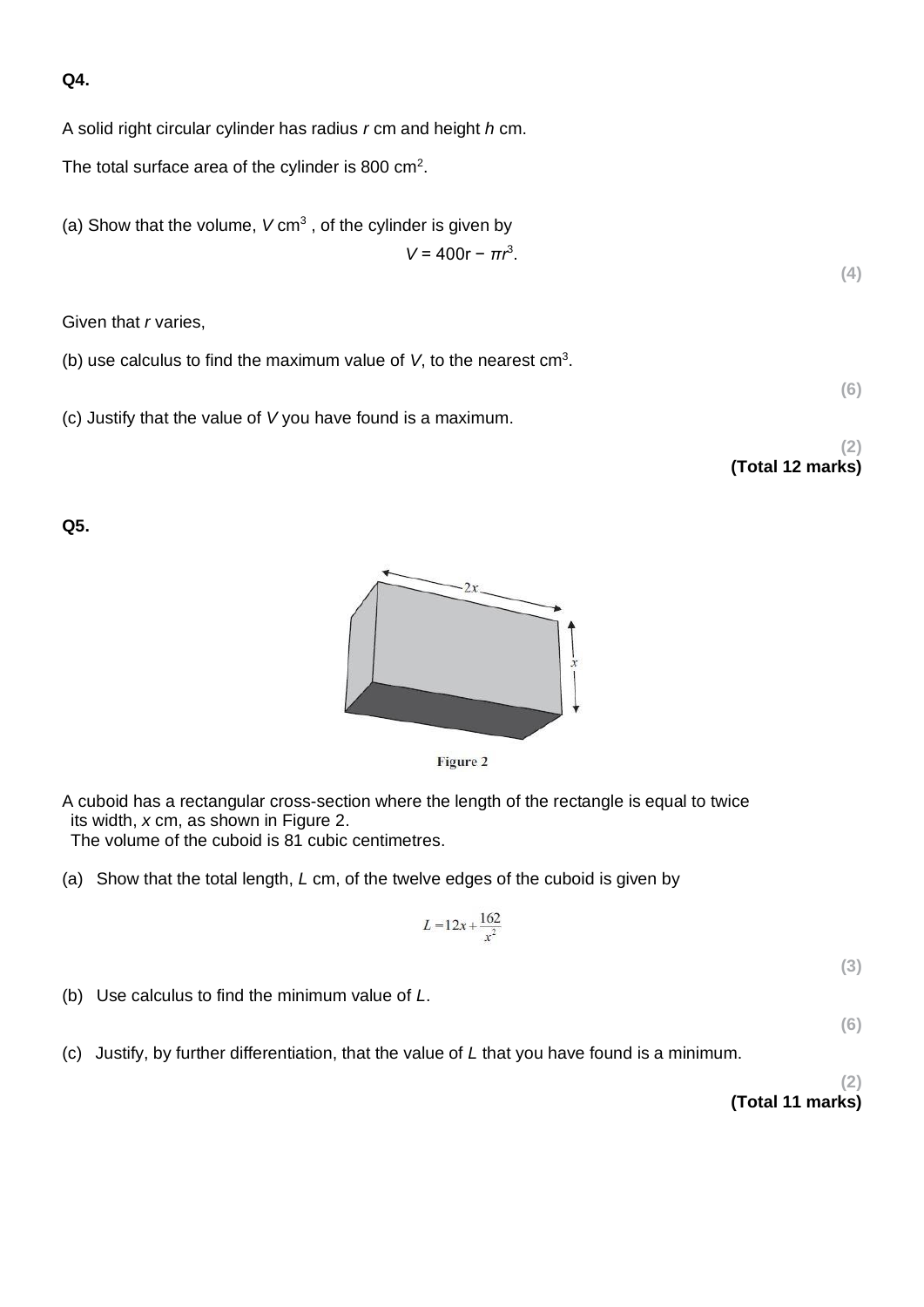**Q4.**

A solid right circular cylinder has radius *r* cm and height *h* cm.

The total surface area of the cylinder is 800 cm$^2$.

(a) Show that the volume, $V$ cm$^3$ , of the cylinder is given by

$$V = 400r - \pi r^3.$$

**(4)**

Given that *r* varies,

(b) use calculus to find the maximum value of *V*, to the nearest cm$^3$.

**(6)**

(c) Justify that the value of *V* you have found is a maximum.

**(2)**

**(Total 12 marks)**

**Q5.**

2x

x

Figure 2

A cuboid has a rectangular cross-section where the length of the rectangle is equal to twice its width, *x* cm, as shown in Figure 2.
The volume of the cuboid is 81 cubic centimetres.

(a) Show that the total length, *L* cm, of the twelve edges of the cuboid is given by

$$L = 12x + \frac{162}{x^2}$$

**(3)**

(b) Use calculus to find the minimum value of *L*.

**(6)**

(c) Justify, by further differentiation, that the value of *L* that you have found is a minimum.

**(2)**

**(Total 11 marks)**